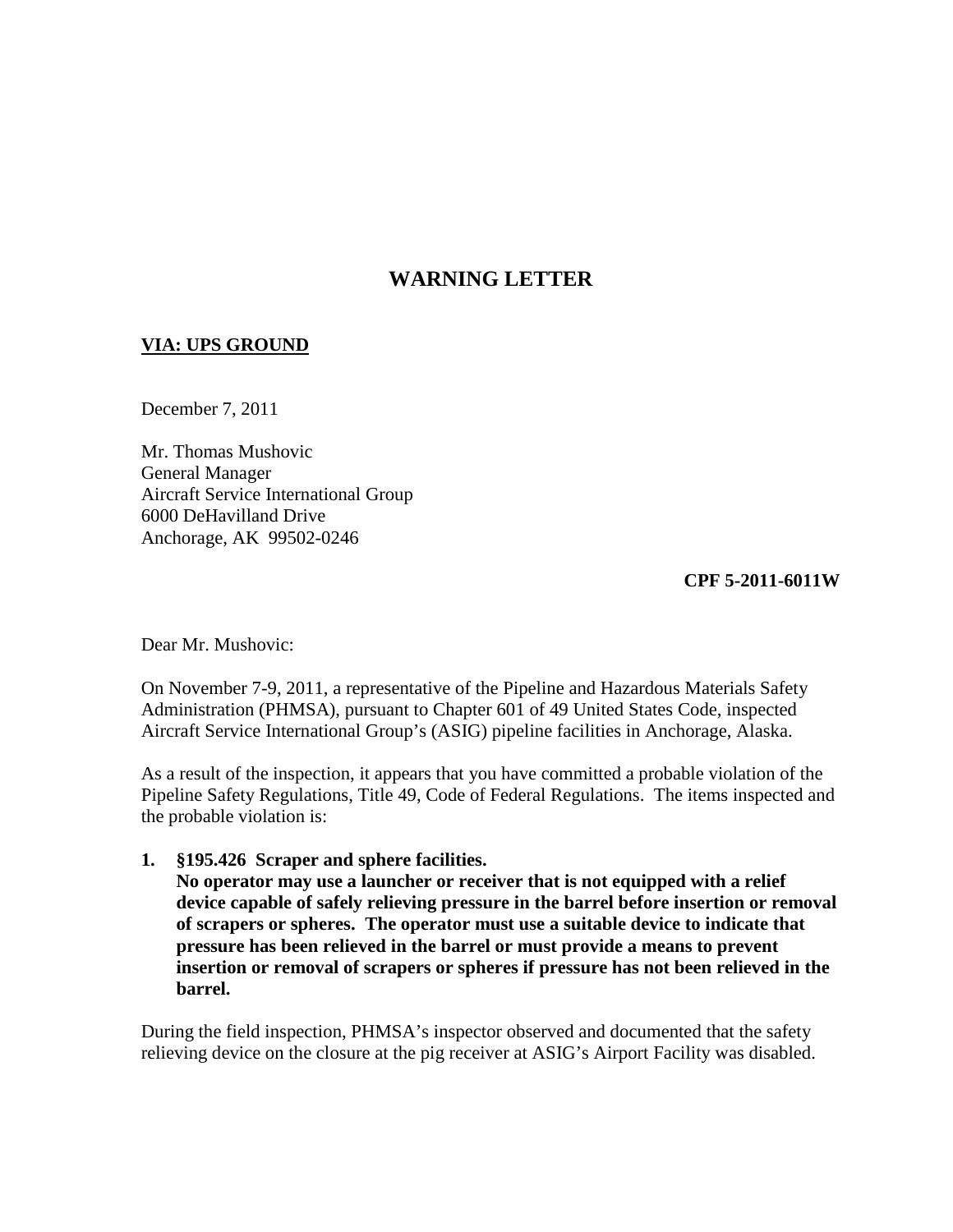# WARNING LETTER

**VIA: UPS GROUND**

December 7, 2011

Mr. Thomas Mushovic
General Manager
Aircraft Service International Group
6000 DeHavilland Drive
Anchorage, AK 99502-0246

**CPF 5-2011-6011W**

Dear Mr. Mushovic:

On November 7-9, 2011, a representative of the Pipeline and Hazardous Materials Safety Administration (PHMSA), pursuant to Chapter 601 of 49 United States Code, inspected Aircraft Service International Group's (ASIG) pipeline facilities in Anchorage, Alaska.

As a result of the inspection, it appears that you have committed a probable violation of the Pipeline Safety Regulations, Title 49, Code of Federal Regulations. The items inspected and the probable violation is:

1. **§195.426 Scraper and sphere facilities.**
   **No operator may use a launcher or receiver that is not equipped with a relief device capable of safely relieving pressure in the barrel before insertion or removal of scrapers or spheres. The operator must use a suitable device to indicate that pressure has been relieved in the barrel or must provide a means to prevent insertion or removal of scrapers or spheres if pressure has not been relieved in the barrel.**

During the field inspection, PHMSA's inspector observed and documented that the safety relieving device on the closure at the pig receiver at ASIG's Airport Facility was disabled.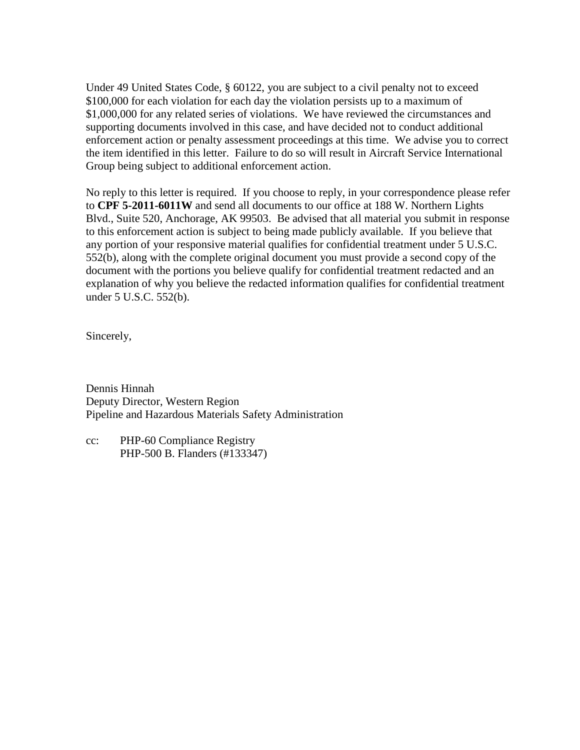Under 49 United States Code, § 60122, you are subject to a civil penalty not to exceed $100,000 for each violation for each day the violation persists up to a maximum of $1,000,000 for any related series of violations. We have reviewed the circumstances and supporting documents involved in this case, and have decided not to conduct additional enforcement action or penalty assessment proceedings at this time. We advise you to correct the item identified in this letter. Failure to do so will result in Aircraft Service International Group being subject to additional enforcement action.

No reply to this letter is required. If you choose to reply, in your correspondence please refer to **CPF 5-2011-6011W** and send all documents to our office at 188 W. Northern Lights Blvd., Suite 520, Anchorage, AK 99503. Be advised that all material you submit in response to this enforcement action is subject to being made publicly available. If you believe that any portion of your responsive material qualifies for confidential treatment under 5 U.S.C. 552(b), along with the complete original document you must provide a second copy of the document with the portions you believe qualify for confidential treatment redacted and an explanation of why you believe the redacted information qualifies for confidential treatment under 5 U.S.C. 552(b).

Sincerely,

Dennis Hinnah
Deputy Director, Western Region
Pipeline and Hazardous Materials Safety Administration

cc: PHP-60 Compliance Registry
PHP-500 B. Flanders (#133347)